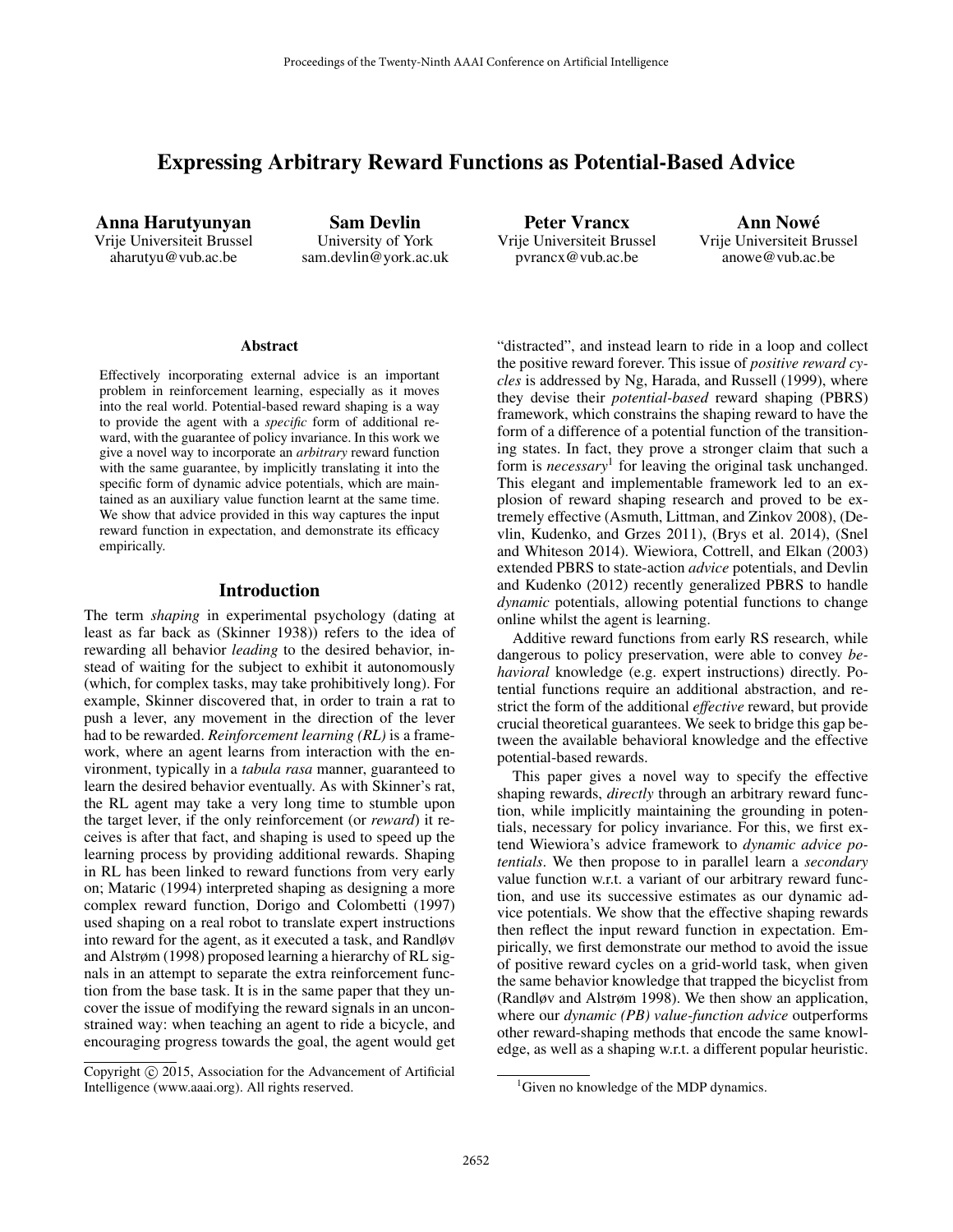# Expressing Arbitrary Reward Functions as Potential-Based Advice

**Anna Harutyunyan**
Vrije Universiteit Brussel
aharutyu@vub.ac.be

**Sam Devlin**
University of York
sam.devlin@york.ac.uk

**Peter Vrancx**
Vrije Universiteit Brussel
pvrancx@vub.ac.be

**Ann Nowé**
Vrije Universiteit Brussel
anowe@vub.ac.be

## Abstract

Effectively incorporating external advice is an important problem in reinforcement learning, especially as it moves into the real world. Potential-based reward shaping is a way to provide the agent with a *specific* form of additional reward, with the guarantee of policy invariance. In this work we give a novel way to incorporate an *arbitrary* reward function with the same guarantee, by implicitly translating it into the specific form of dynamic advice potentials, which are maintained as an auxiliary value function learnt at the same time. We show that advice provided in this way captures the input reward function in expectation, and demonstrate its efficacy empirically.

## Introduction

The term *shaping* in experimental psychology (dating at least as far back as (Skinner 1938)) refers to the idea of rewarding all behavior *leading* to the desired behavior, instead of waiting for the subject to exhibit it autonomously (which, for complex tasks, may take prohibitively long). For example, Skinner discovered that, in order to train a rat to push a lever, any movement in the direction of the lever had to be rewarded. *Reinforcement learning (RL)* is a framework, where an agent learns from interaction with the environment, typically in a *tabula rasa* manner, guaranteed to learn the desired behavior eventually. As with Skinner's rat, the RL agent may take a very long time to stumble upon the target lever, if the only reinforcement (or *reward*) it receives is after that fact, and shaping is used to speed up the learning process by providing additional rewards. Shaping in RL has been linked to reward functions from very early on; Mataric (1994) interpreted shaping as designing a more complex reward function, Dorigo and Colombetti (1997) used shaping on a real robot to translate expert instructions into reward for the agent, as it executed a task, and Randløv and Alstrøm (1998) proposed learning a hierarchy of RL signals in an attempt to separate the extra reinforcement function from the base task. It is in the same paper that they uncover the issue of modifying the reward signals in an unconstrained way: when teaching an agent to ride a bicycle, and encouraging progress towards the goal, the agent would get "distracted", and instead learn to ride in a loop and collect the positive reward forever. This issue of *positive reward cycles* is addressed by Ng, Harada, and Russell (1999), where they devise their *potential-based* reward shaping (PBRS) framework, which constrains the shaping reward to have the form of a difference of a potential function of the transitioning states. In fact, they prove a stronger claim that such a form is *necessary*[1] for leaving the original task unchanged. This elegant and implementable framework led to an explosion of reward shaping research and proved to be extremely effective (Asmuth, Littman, and Zinkov 2008), (Devlin, Kudenko, and Grzes 2011), (Brys et al. 2014), (Snel and Whiteson 2014). Wiewiora, Cottrell, and Elkan (2003) extended PBRS to state-action *advice* potentials, and Devlin and Kudenko (2012) recently generalized PBRS to handle *dynamic* potentials, allowing potential functions to change online whilst the agent is learning.

Additive reward functions from early RS research, while dangerous to policy preservation, were able to convey *behavioral* knowledge (e.g. expert instructions) directly. Potential functions require an additional abstraction, and restrict the form of the additional *effective* reward, but provide crucial theoretical guarantees. We seek to bridge this gap between the available behavioral knowledge and the effective potential-based rewards.

This paper gives a novel way to specify the effective shaping rewards, *directly* through an arbitrary reward function, while implicitly maintaining the grounding in potentials, necessary for policy invariance. For this, we first extend Wiewiora's advice framework to *dynamic advice potentials*. We then propose to in parallel learn a *secondary* value function w.r.t. a variant of our arbitrary reward function, and use its successive estimates as our dynamic advice potentials. We show that the effective shaping rewards then reflect the input reward function in expectation. Empirically, we first demonstrate our method to avoid the issue of positive reward cycles on a grid-world task, when given the same behavior knowledge that trapped the bicyclist from (Randløv and Alstrøm 1998). We then show an application, where our *dynamic (PB) value-function advice* outperforms other reward-shaping methods that encode the same knowledge, as well as a shaping w.r.t. a different popular heuristic.

[1] Given no knowledge of the MDP dynamics.

Copyright © 2015, Association for the Advancement of Artificial Intelligence (www.aaai.org). All rights reserved.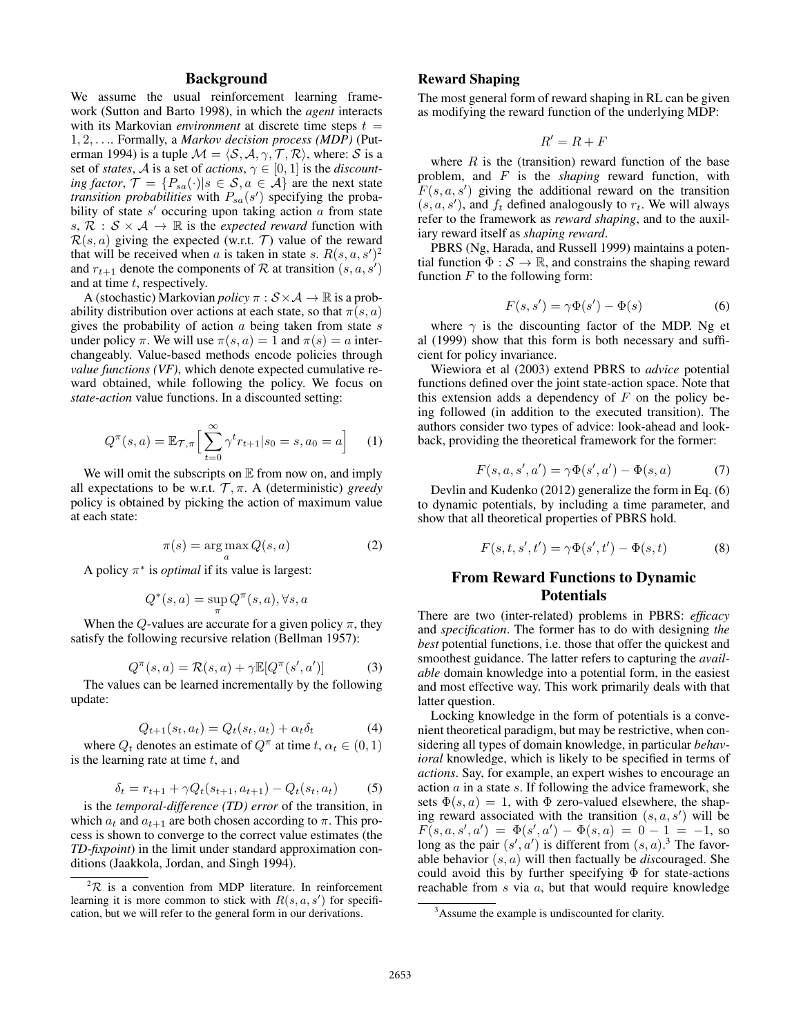## Background

We assume the usual reinforcement learning framework (Sutton and Barto 1998), in which the *agent* interacts with its Markovian *environment* at discrete time steps $t = 1, 2, \ldots$. Formally, a *Markov decision process (MDP)* (Puterman 1994) is a tuple $\mathcal{M} = \langle \mathcal{S}, \mathcal{A}, \gamma, \mathcal{T}, \mathcal{R} \rangle$, where: $\mathcal{S}$ is a set of *states*, $\mathcal{A}$ is a set of *actions*, $\gamma \in [0, 1]$ is the *discounting factor*, $\mathcal{T} = \{P_{sa}(\cdot) | s \in \mathcal{S}, a \in \mathcal{A}\}$ are the next state *transition probabilities* with $P_{sa}(s')$ specifying the probability of state $s'$ occuring upon taking action $a$ from state $s$, $\mathcal{R} : \mathcal{S} \times \mathcal{A} \to \mathbb{R}$ is the *expected reward* function with $\mathcal{R}(s, a)$ giving the expected (w.r.t. $\mathcal{T}$) value of the reward that will be received when $a$ is taken in state $s$. $R(s, a, s')$[2] and $r_{t+1}$ denote the components of $\mathcal{R}$ at transition $(s, a, s')$ and at time $t$, respectively.

A (stochastic) Markovian *policy* $\pi : \mathcal{S} \times \mathcal{A} \to \mathbb{R}$ is a probability distribution over actions at each state, so that $\pi(s, a)$ gives the probability of action $a$ being taken from state $s$ under policy $\pi$. We will use $\pi(s, a) = 1$ and $\pi(s) = a$ interchangeably. Value-based methods encode policies through *value functions (VF)*, which denote expected cumulative reward obtained, while following the policy. We focus on *state-action* value functions. In a discounted setting:

$$Q^\pi(s, a) = \mathbb{E}_{\mathcal{T}, \pi}\Big[\sum_{t=0}^{\infty} \gamma^t r_{t+1} | s_0 = s, a_0 = a\Big] \qquad (1)$$

We will omit the subscripts on $\mathbb{E}$ from now on, and imply all expectations to be w.r.t. $\mathcal{T}, \pi$. A (deterministic) *greedy* policy is obtained by picking the action of maximum value at each state:

$$\pi(s) = \arg\max_a Q(s, a) \qquad (2)$$

A policy $\pi^*$ is *optimal* if its value is largest:

$$Q^*(s, a) = \sup_\pi Q^\pi(s, a), \forall s, a$$

When the $Q$-values are accurate for a given policy $\pi$, they satisfy the following recursive relation (Bellman 1957):

$$Q^\pi(s, a) = \mathcal{R}(s, a) + \gamma \mathbb{E}[Q^\pi(s', a')] \qquad (3)$$

The values can be learned incrementally by the following update:

$$Q_{t+1}(s_t, a_t) = Q_t(s_t, a_t) + \alpha_t \delta_t \qquad (4)$$

where $Q_t$ denotes an estimate of $Q^\pi$ at time $t$, $\alpha_t \in (0, 1)$ is the learning rate at time $t$, and

$$\delta_t = r_{t+1} + \gamma Q_t(s_{t+1}, a_{t+1}) - Q_t(s_t, a_t) \qquad (5)$$

is the *temporal-difference (TD) error* of the transition, in which $a_t$ and $a_{t+1}$ are both chosen according to $\pi$. This process is shown to converge to the correct value estimates (the *TD-fixpoint*) in the limit under standard approximation conditions (Jaakkola, Jordan, and Singh 1994).

[2] $\mathcal{R}$ is a convention from MDP literature. In reinforcement learning it is more common to stick with $R(s, a, s')$ for specification, but we will refer to the general form in our derivations.

## Reward Shaping

The most general form of reward shaping in RL can be given as modifying the reward function of the underlying MDP:

$$R' = R + F$$

where $R$ is the (transition) reward function of the base problem, and $F$ is the *shaping* reward function, with $F(s, a, s')$ giving the additional reward on the transition $(s, a, s')$, and $f_t$ defined analogously to $r_t$. We will always refer to the framework as *reward shaping*, and to the auxiliary reward itself as *shaping reward*.

PBRS (Ng, Harada, and Russell 1999) maintains a potential function $\Phi : \mathcal{S} \to \mathbb{R}$, and constrains the shaping reward function $F$ to the following form:

$$F(s, s') = \gamma \Phi(s') - \Phi(s) \qquad (6)$$

where $\gamma$ is the discounting factor of the MDP. Ng et al (1999) show that this form is both necessary and sufficient for policy invariance.

Wiewiora et al (2003) extend PBRS to *advice* potential functions defined over the joint state-action space. Note that this extension adds a dependency of $F$ on the policy being followed (in addition to the executed transition). The authors consider two types of advice: look-ahead and look-back, providing the theoretical framework for the former:

$$F(s, a, s', a') = \gamma \Phi(s', a') - \Phi(s, a) \qquad (7)$$

Devlin and Kudenko (2012) generalize the form in Eq. (6) to dynamic potentials, by including a time parameter, and show that all theoretical properties of PBRS hold.

$$F(s, t, s', t') = \gamma \Phi(s', t') - \Phi(s, t) \qquad (8)$$

## From Reward Functions to Dynamic Potentials

There are two (inter-related) problems in PBRS: *efficacy* and *specification*. The former has to do with designing *the best* potential functions, i.e. those that offer the quickest and smoothest guidance. The latter refers to capturing the *available* domain knowledge into a potential form, in the easiest and most effective way. This work primarily deals with that latter question.

Locking knowledge in the form of potentials is a convenient theoretical paradigm, but may be restrictive, when considering all types of domain knowledge, in particular *behavioral* knowledge, which is likely to be specified in terms of *actions*. Say, for example, an expert wishes to encourage an action $a$ in a state $s$. If following the advice framework, she sets $\Phi(s, a) = 1$, with $\Phi$ zero-valued elsewhere, the shaping reward associated with the transition $(s, a, s')$ will be $F(s, a, s', a') = \Phi(s', a') - \Phi(s, a) = 0 - 1 = -1$, so long as the pair $(s', a')$ is different from $(s, a)$.[3] The favorable behavior $(s, a)$ will then factually be *dis*couraged. She could avoid this by further specifying $\Phi$ for state-actions reachable from $s$ via $a$, but that would require knowledge

[3] Assume the example is undiscounted for clarity.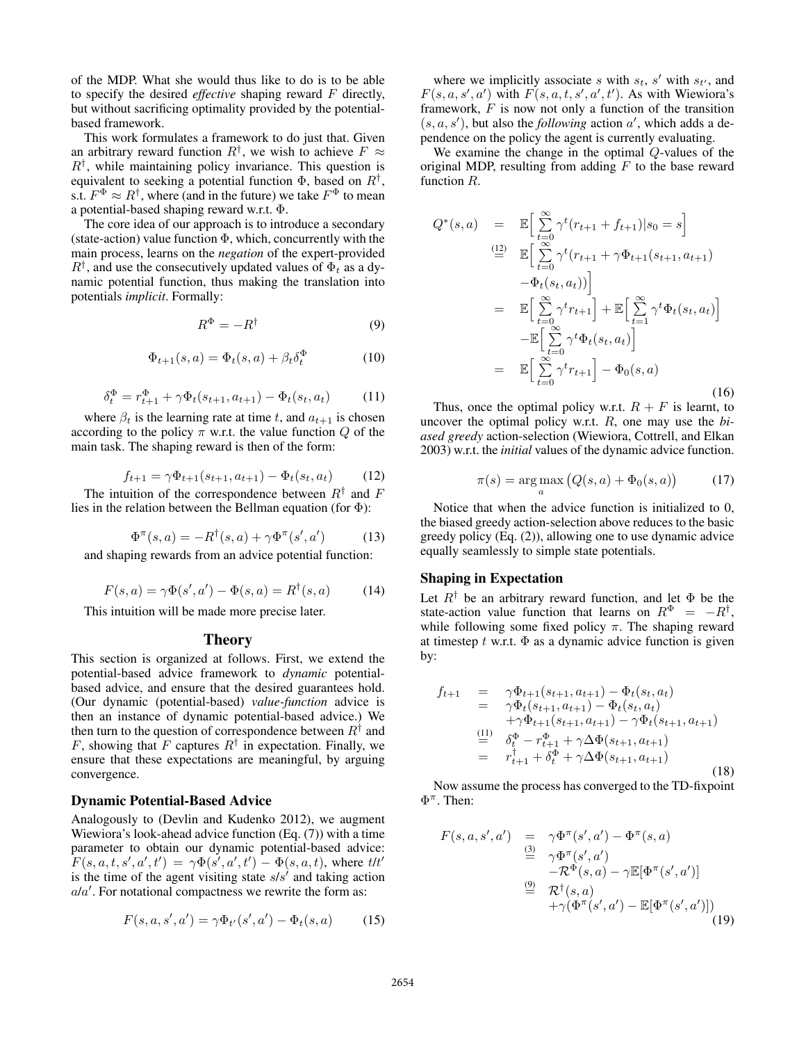of the MDP. What she would thus like to do is to be able to specify the desired *effective* shaping reward $F$ directly, but without sacrificing optimality provided by the potential-based framework.

This work formulates a framework to do just that. Given an arbitrary reward function $R^\dagger$, we wish to achieve $F \approx R^\dagger$, while maintaining policy invariance. This question is equivalent to seeking a potential function $\Phi$, based on $R^\dagger$, s.t. $F^\Phi \approx R^\dagger$, where (and in the future) we take $F^\Phi$ to mean a potential-based shaping reward w.r.t. $\Phi$.

The core idea of our approach is to introduce a secondary (state-action) value function $\Phi$, which, concurrently with the main process, learns on the *negation* of the expert-provided $R^\dagger$, and use the consecutively updated values of $\Phi_t$ as a dynamic potential function, thus making the translation into potentials *implicit*. Formally:

$$R^\Phi = -R^\dagger \tag{9}$$

$$\Phi_{t+1}(s,a) = \Phi_t(s,a) + \beta_t \delta_t^\Phi \tag{10}$$

$$\delta_t^\Phi = r_{t+1}^\Phi + \gamma \Phi_t(s_{t+1}, a_{t+1}) - \Phi_t(s_t, a_t) \tag{11}$$

where $\beta_t$ is the learning rate at time $t$, and $a_{t+1}$ is chosen according to the policy $\pi$ w.r.t. the value function $Q$ of the main task. The shaping reward is then of the form:

$$f_{t+1} = \gamma \Phi_{t+1}(s_{t+1}, a_{t+1}) - \Phi_t(s_t, a_t) \tag{12}$$

The intuition of the correspondence between $R^\dagger$ and $F$ lies in the relation between the Bellman equation (for $\Phi$):

$$\Phi^\pi(s,a) = -R^\dagger(s,a) + \gamma \Phi^\pi(s',a') \tag{13}$$

and shaping rewards from an advice potential function:

$$F(s,a) = \gamma \Phi(s',a') - \Phi(s,a) = R^\dagger(s,a) \tag{14}$$

This intuition will be made more precise later.

## Theory

This section is organized at follows. First, we extend the potential-based advice framework to *dynamic* potential-based advice, and ensure that the desired guarantees hold. (Our dynamic (potential-based) *value-function* advice is then an instance of dynamic potential-based advice.) We then turn to the question of correspondence between $R^\dagger$ and $F$, showing that $F$ captures $R^\dagger$ in expectation. Finally, we ensure that these expectations are meaningful, by arguing convergence.

### Dynamic Potential-Based Advice

Analogously to (Devlin and Kudenko 2012), we augment Wiewiora's look-ahead advice function (Eq. (7)) with a time parameter to obtain our dynamic potential-based advice: $F(s,a,t,s',a',t') = \gamma \Phi(s',a',t') - \Phi(s,a,t)$, where $t/t'$ is the time of the agent visiting state $s/s'$ and taking action $a/a'$. For notational compactness we rewrite the form as:

$$F(s,a,s',a') = \gamma \Phi_{t'}(s',a') - \Phi_t(s,a) \tag{15}$$

where we implicitly associate $s$ with $s_t$, $s'$ with $s_{t'}$, and $F(s,a,s',a')$ with $F(s,a,t,s',a',t')$. As with Wiewiora's framework, $F$ is now not only a function of the transition $(s,a,s')$, but also the *following* action $a'$, which adds a dependence on the policy the agent is currently evaluating.

We examine the change in the optimal $Q$-values of the original MDP, resulting from adding $F$ to the base reward function $R$.

$$\begin{aligned}
Q^*(s,a) &= \mathbb{E}\Big[\sum_{t=0}^{\infty} \gamma^t (r_{t+1} + f_{t+1}) | s_0 = s\Big] \\
&\overset{(12)}{=} \mathbb{E}\Big[\sum_{t=0}^{\infty} \gamma^t (r_{t+1} + \gamma \Phi_{t+1}(s_{t+1}, a_{t+1}) \\
&\quad - \Phi_t(s_t, a_t))\Big] \\
&= \mathbb{E}\Big[\sum_{t=0}^{\infty} \gamma^t r_{t+1}\Big] + \mathbb{E}\Big[\sum_{t=1}^{\infty} \gamma^t \Phi_t(s_t, a_t)\Big] \\
&\quad - \mathbb{E}\Big[\sum_{t=0}^{\infty} \gamma^t \Phi_t(s_t, a_t)\Big] \\
&= \mathbb{E}\Big[\sum_{t=0}^{\infty} \gamma^t r_{t+1}\Big] - \Phi_0(s,a)
\end{aligned} \tag{16}$$

Thus, once the optimal policy w.r.t. $R + F$ is learnt, to uncover the optimal policy w.r.t. $R$, one may use the *biased greedy* action-selection (Wiewiora, Cottrell, and Elkan 2003) w.r.t. the *initial* values of the dynamic advice function.

$$\pi(s) = \arg\max_a \big(Q(s,a) + \Phi_0(s,a)\big) \tag{17}$$

Notice that when the advice function is initialized to 0, the biased greedy action-selection above reduces to the basic greedy policy (Eq. (2)), allowing one to use dynamic advice equally seamlessly to simple state potentials.

### Shaping in Expectation

Let $R^\dagger$ be an arbitrary reward function, and let $\Phi$ be the state-action value function that learns on $R^\Phi = -R^\dagger$, while following some fixed policy $\pi$. The shaping reward at timestep $t$ w.r.t. $\Phi$ as a dynamic advice function is given by:

$$\begin{aligned}
f_{t+1} &= \gamma \Phi_{t+1}(s_{t+1}, a_{t+1}) - \Phi_t(s_t, a_t) \\
&= \gamma \Phi_t(s_{t+1}, a_{t+1}) - \Phi_t(s_t, a_t) \\
&\quad + \gamma \Phi_{t+1}(s_{t+1}, a_{t+1}) - \gamma \Phi_t(s_{t+1}, a_{t+1}) \\
&\overset{(11)}{=} \delta_t^\Phi - r_{t+1}^\Phi + \gamma \Delta \Phi(s_{t+1}, a_{t+1}) \\
&= r_{t+1}^\dagger + \delta_t^\Phi + \gamma \Delta \Phi(s_{t+1}, a_{t+1})
\end{aligned} \tag{18}$$

Now assume the process has converged to the TD-fixpoint $\Phi^\pi$. Then:

$$\begin{aligned}
F(s,a,s',a') &= \gamma \Phi^\pi(s',a') - \Phi^\pi(s,a) \\
&\overset{(3)}{=} \gamma \Phi^\pi(s',a') \\
&\quad - \mathcal{R}^\Phi(s,a) - \gamma \mathbb{E}[\Phi^\pi(s',a')] \\
&\overset{(9)}{=} \mathcal{R}^\dagger(s,a) \\
&\quad + \gamma(\Phi^\pi(s',a') - \mathbb{E}[\Phi^\pi(s',a')])
\end{aligned} \tag{19}$$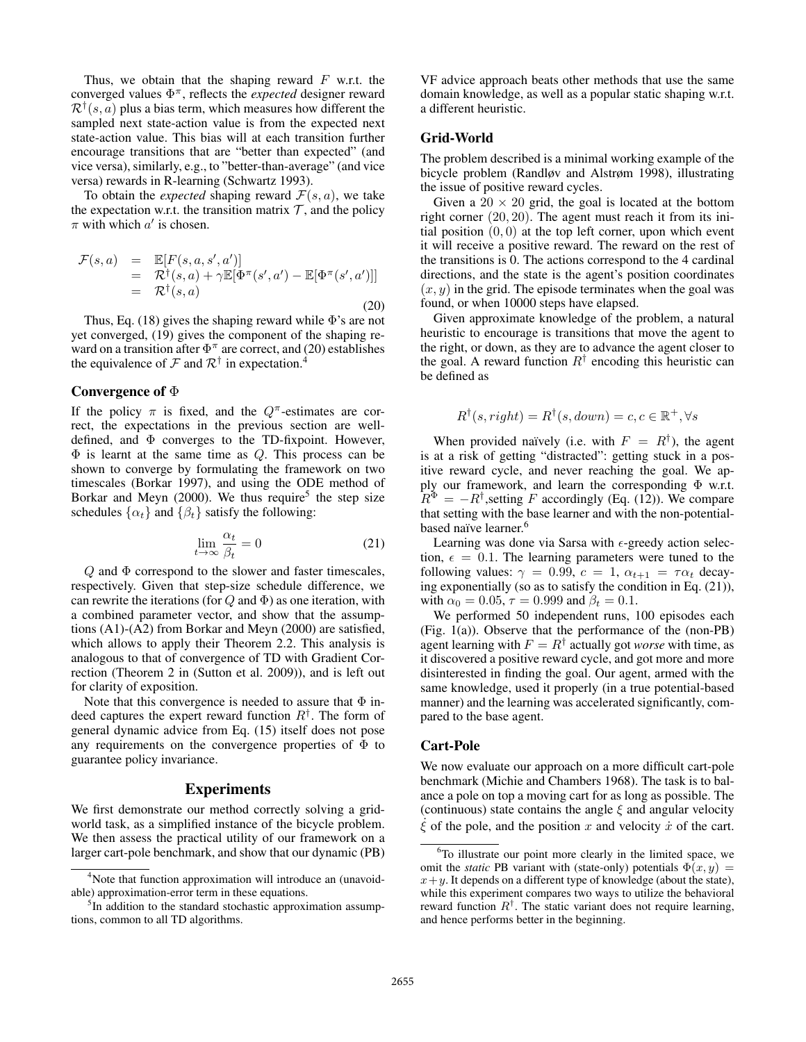Thus, we obtain that the shaping reward $F$ w.r.t. the converged values $\Phi^\pi$, reflects the *expected* designer reward $\mathcal{R}^\dagger(s, a)$ plus a bias term, which measures how different the sampled next state-action value is from the expected next state-action value. This bias will at each transition further encourage transitions that are "better than expected" (and vice versa), similarly, e.g., to "better-than-average" (and vice versa) rewards in R-learning (Schwartz 1993).

To obtain the *expected* shaping reward $\mathcal{F}(s, a)$, we take the expectation w.r.t. the transition matrix $\mathcal{T}$, and the policy $\pi$ with which $a'$ is chosen.

$$
\begin{aligned}
\mathcal{F}(s,a) &= \mathbb{E}[F(s,a,s',a')] \\
&= \mathcal{R}^\dagger(s,a) + \gamma \mathbb{E}[\Phi^\pi(s',a') - \mathbb{E}[\Phi^\pi(s',a')]] \\
&= \mathcal{R}^\dagger(s,a)
\end{aligned}
\tag{20}
$$

Thus, Eq. (18) gives the shaping reward while $\Phi$'s are not yet converged, (19) gives the component of the shaping reward on a transition after $\Phi^\pi$ are correct, and (20) establishes the equivalence of $\mathcal{F}$ and $\mathcal{R}^\dagger$ in expectation.[4]

### Convergence of $\Phi$

If the policy $\pi$ is fixed, and the $Q^\pi$-estimates are correct, the expectations in the previous section are well-defined, and $\Phi$ converges to the TD-fixpoint. However, $\Phi$ is learnt at the same time as $Q$. This process can be shown to converge by formulating the framework on two timescales (Borkar 1997), and using the ODE method of Borkar and Meyn (2000). We thus require[5] the step size schedules $\{\alpha_t\}$ and $\{\beta_t\}$ satisfy the following:

$$
\lim_{t \to \infty} \frac{\alpha_t}{\beta_t} = 0 \tag{21}
$$

$Q$ and $\Phi$ correspond to the slower and faster timescales, respectively. Given that step-size schedule difference, we can rewrite the iterations (for $Q$ and $\Phi$) as one iteration, with a combined parameter vector, and show that the assumptions (A1)-(A2) from Borkar and Meyn (2000) are satisfied, which allows to apply their Theorem 2.2. This analysis is analogous to that of convergence of TD with Gradient Correction (Theorem 2 in (Sutton et al. 2009)), and is left out for clarity of exposition.

Note that this convergence is needed to assure that $\Phi$ indeed captures the expert reward function $R^\dagger$. The form of general dynamic advice from Eq. (15) itself does not pose any requirements on the convergence properties of $\Phi$ to guarantee policy invariance.

## Experiments

We first demonstrate our method correctly solving a grid-world task, as a simplified instance of the bicycle problem. We then assess the practical utility of our framework on a larger cart-pole benchmark, and show that our dynamic (PB) VF advice approach beats other methods that use the same domain knowledge, as well as a popular static shaping w.r.t. a different heuristic.

### Grid-World

The problem described is a minimal working example of the bicycle problem (Randløv and Alstrøm 1998), illustrating the issue of positive reward cycles.

Given a $20 \times 20$ grid, the goal is located at the bottom right corner $(20, 20)$. The agent must reach it from its initial position $(0, 0)$ at the top left corner, upon which event it will receive a positive reward. The reward on the rest of the transitions is 0. The actions correspond to the 4 cardinal directions, and the state is the agent's position coordinates $(x, y)$ in the grid. The episode terminates when the goal was found, or when 10000 steps have elapsed.

Given approximate knowledge of the problem, a natural heuristic to encourage is transitions that move the agent to the right, or down, as they are to advance the agent closer to the goal. A reward function $R^\dagger$ encoding this heuristic can be defined as

$$
R^\dagger(s, right) = R^\dagger(s, down) = c, c \in \mathbb{R}^+, \forall s
$$

When provided naïvely (i.e. with $F = R^\dagger$), the agent is at a risk of getting "distracted": getting stuck in a positive reward cycle, and never reaching the goal. We apply our framework, and learn the corresponding $\Phi$ w.r.t. $R^\Phi = -R^\dagger$, setting $F$ accordingly (Eq. (12)). We compare that setting with the base learner and with the non-potential-based naïve learner.[6]

Learning was done via Sarsa with $\epsilon$-greedy action selection, $\epsilon = 0.1$. The learning parameters were tuned to the following values: $\gamma = 0.99$, $c = 1$, $\alpha_{t+1} = \tau \alpha_t$ decaying exponentially (so as to satisfy the condition in Eq. (21)), with $\alpha_0 = 0.05$, $\tau = 0.999$ and $\beta_t = 0.1$.

We performed 50 independent runs, 100 episodes each (Fig. 1(a)). Observe that the performance of the (non-PB) agent learning with $F = R^\dagger$ actually got *worse* with time, as it discovered a positive reward cycle, and got more and more disinterested in finding the goal. Our agent, armed with the same knowledge, used it properly (in a true potential-based manner) and the learning was accelerated significantly, compared to the base agent.

### Cart-Pole

We now evaluate our approach on a more difficult cart-pole benchmark (Michie and Chambers 1968). The task is to balance a pole on top a moving cart for as long as possible. The (continuous) state contains the angle $\xi$ and angular velocity $\dot{\xi}$ of the pole, and the position $x$ and velocity $\dot{x}$ of the cart.

---

[4] Note that function approximation will introduce an (unavoidable) approximation-error term in these equations.

[5] In addition to the standard stochastic approximation assumptions, common to all TD algorithms.

[6] To illustrate our point more clearly in the limited space, we omit the *static* PB variant with (state-only) potentials $\Phi(x, y) = x + y$. It depends on a different type of knowledge (about the state), while this experiment compares two ways to utilize the behavioral reward function $R^\dagger$. The static variant does not require learning, and hence performs better in the beginning.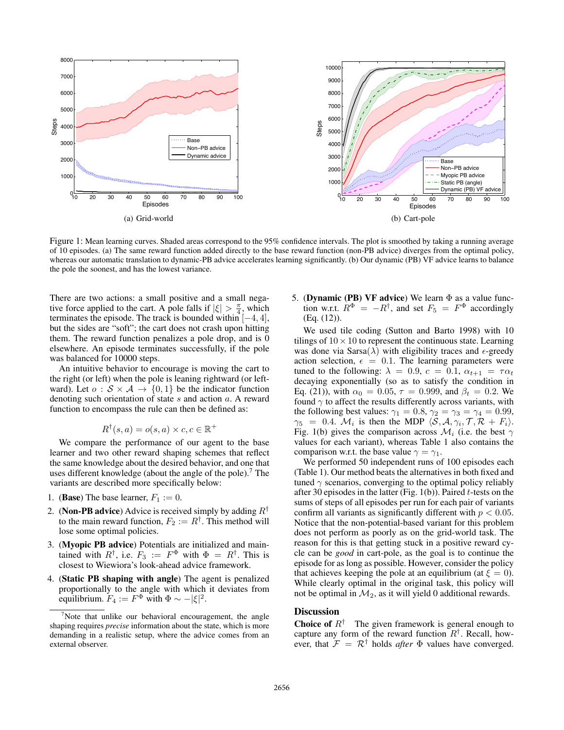Figure 1: Mean learning curves. Shaded areas correspond to the 95% confidence intervals. The plot is smoothed by taking a running average of 10 episodes. (a) The same reward function added directly to the base reward function (non-PB advice) diverges from the optimal policy, whereas our automatic translation to dynamic-PB advice accelerates learning significantly. (b) Our dynamic (PB) VF advice learns to balance the pole the soonest, and has the lowest variance.

There are two actions: a small positive and a small negative force applied to the cart. A pole falls if $|\xi| > \frac{\pi}{4}$, which terminates the episode. The track is bounded within $[-4, 4]$, but the sides are "soft"; the cart does not crash upon hitting them. The reward function penalizes a pole drop, and is 0 elsewhere. An episode terminates successfully, if the pole was balanced for 10000 steps.

An intuitive behavior to encourage is moving the cart to the right (or left) when the pole is leaning rightward (or leftward). Let $o : \mathcal{S} \times \mathcal{A} \rightarrow \{0, 1\}$ be the indicator function denoting such orientation of state $s$ and action $a$. A reward function to encompass the rule can then be defined as:

$$R^{\dagger}(s, a) = o(s, a) \times c, c \in \mathbb{R}^{+}$$

We compare the performance of our agent to the base learner and two other reward shaping schemes that reflect the same knowledge about the desired behavior, and one that uses different knowledge (about the angle of the pole).[7] The variants are described more specifically below:

1. **(Base)** The base learner, $F_1 := 0$.
2. **(Non-PB advice)** Advice is received simply by adding $R^{\dagger}$ to the main reward function, $F_2 := R^{\dagger}$. This method will lose some optimal policies.
3. **(Myopic PB advice)** Potentials are initialized and maintained with $R^{\dagger}$, i.e. $F_3 := F^{\Phi}$ with $\Phi = R^{\dagger}$. This is closest to Wiewiora's look-ahead advice framework.
4. **(Static PB shaping with angle)** The agent is penalized proportionally to the angle with which it deviates from equilibrium. $F_4 := F^{\Phi}$ with $\Phi \sim -|\xi|^2$.
5. **(Dynamic (PB) VF advice)** We learn $\Phi$ as a value function w.r.t. $R^{\Phi} = -R^{\dagger}$, and set $F_5 = F^{\Phi}$ accordingly (Eq. (12)).

[7] Note that unlike our behavioral encouragement, the angle shaping requires *precise* information about the state, which is more demanding in a realistic setup, where the advice comes from an external observer.

We used tile coding (Sutton and Barto 1998) with 10 tilings of $10 \times 10$ to represent the continuous state. Learning was done via Sarsa($\lambda$) with eligibility traces and $\epsilon$-greedy action selection, $\epsilon = 0.1$. The learning parameters were tuned to the following: $\lambda = 0.9$, $c = 0.1$, $\alpha_{t+1} = \tau\alpha_t$ decaying exponentially (so as to satisfy the condition in Eq. (21)), with $\alpha_0 = 0.05$, $\tau = 0.999$, and $\beta_t = 0.2$. We found $\gamma$ to affect the results differently across variants, with the following best values: $\gamma_1 = 0.8$, $\gamma_2 = \gamma_3 = \gamma_4 = 0.99$, $\gamma_5 = 0.4$. $\mathcal{M}_i$ is then the MDP $\langle \mathcal{S}, \mathcal{A}, \gamma_i, \mathcal{T}, \mathcal{R} + F_i \rangle$. Fig. 1(b) gives the comparison across $\mathcal{M}_i$ (i.e. the best $\gamma$ values for each variant), whereas Table 1 also contains the comparison w.r.t. the base value $\gamma = \gamma_1$.

We performed 50 independent runs of 100 episodes each (Table 1). Our method beats the alternatives in both fixed and tuned $\gamma$ scenarios, converging to the optimal policy reliably after 30 episodes in the latter (Fig. 1(b)). Paired $t$-tests on the sums of steps of all episodes per run for each pair of variants confirm all variants as significantly different with $p < 0.05$. Notice that the non-potential-based variant for this problem does not perform as poorly as on the grid-world task. The reason for this is that getting stuck in a positive reward cycle can be *good* in cart-pole, as the goal is to continue the episode for as long as possible. However, consider the policy that achieves keeping the pole at an equilibrium (at $\xi = 0$). While clearly optimal in the original task, this policy will not be optimal in $\mathcal{M}_2$, as it will yield 0 additional rewards.

## Discussion

**Choice of $R^{\dagger}$** The given framework is general enough to capture any form of the reward function $R^{\dagger}$. Recall, however, that $\mathcal{F} = \mathcal{R}^{\dagger}$ holds *after* $\Phi$ values have converged.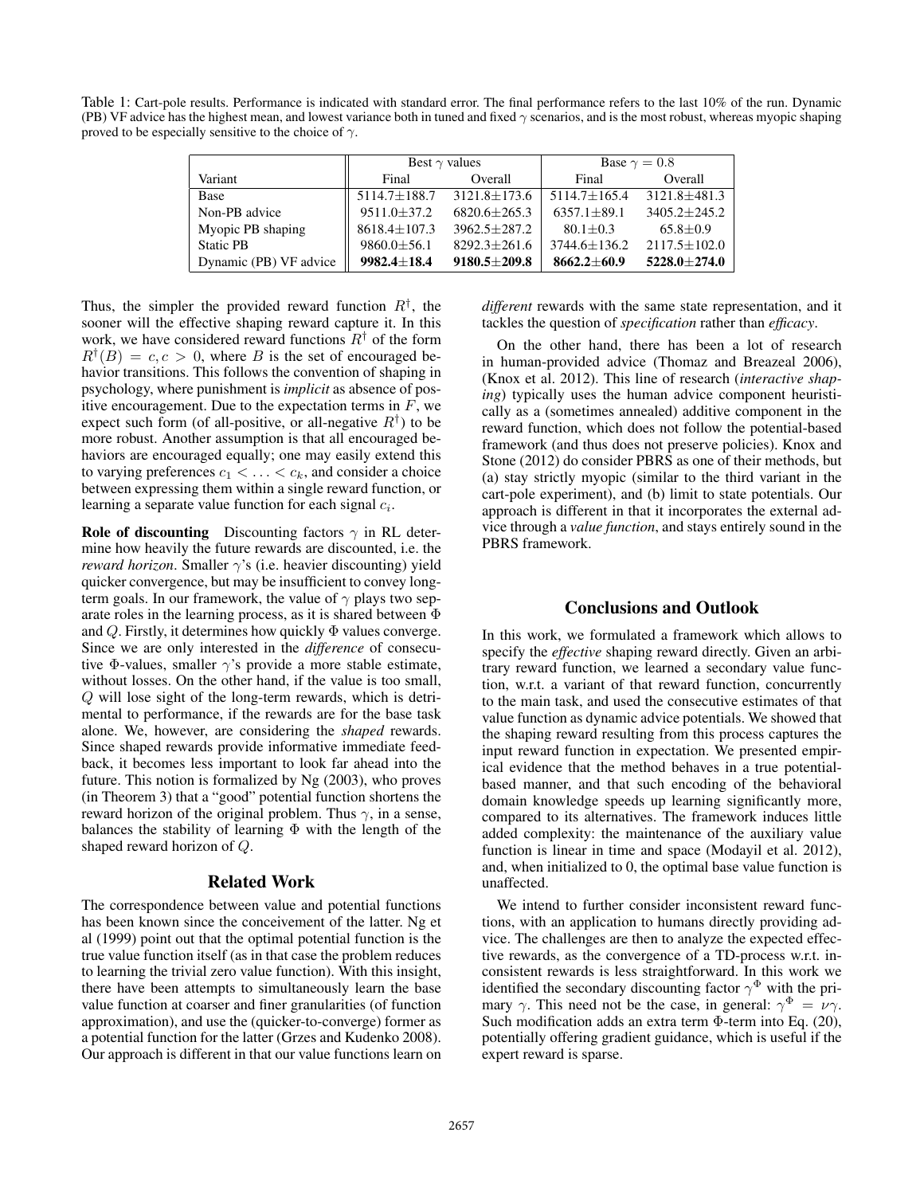Table 1: Cart-pole results. Performance is indicated with standard error. The final performance refers to the last 10% of the run. Dynamic (PB) VF advice has the highest mean, and lowest variance both in tuned and fixed $\gamma$ scenarios, and is the most robust, whereas myopic shaping proved to be especially sensitive to the choice of $\gamma$.

| | Best $\gamma$ values | | Base $\gamma = 0.8$ | |
|---|---|---|---|---|
| Variant | Final | Overall | Final | Overall |
| Base | 5114.7±188.7 | 3121.8±173.6 | 5114.7±165.4 | 3121.8±481.3 |
| Non-PB advice | 9511.0±37.2 | 6820.6±265.3 | 6357.1±89.1 | 3405.2±245.2 |
| Myopic PB shaping | 8618.4±107.3 | 3962.5±287.2 | 80.1±0.3 | 65.8±0.9 |
| Static PB | 9860.0±56.1 | 8292.3±261.6 | 3744.6±136.2 | 2117.5±102.0 |
| Dynamic (PB) VF advice | **9982.4±18.4** | **9180.5±209.8** | **8662.2±60.9** | **5228.0±274.0** |

Thus, the simpler the provided reward function $R^{\dagger}$, the sooner will the effective shaping reward capture it. In this work, we have considered reward functions $R^{\dagger}$ of the form $R^{\dagger}(B) = c, c > 0$, where $B$ is the set of encouraged behavior transitions. This follows the convention of shaping in psychology, where punishment is *implicit* as absence of positive encouragement. Due to the expectation terms in $F$, we expect such form (of all-positive, or all-negative $R^{\dagger}$) to be more robust. Another assumption is that all encouraged behaviors are encouraged equally; one may easily extend this to varying preferences $c_1 < \ldots < c_k$, and consider a choice between expressing them within a single reward function, or learning a separate value function for each signal $c_i$.

**Role of discounting** Discounting factors $\gamma$ in RL determine how heavily the future rewards are discounted, i.e. the *reward horizon*. Smaller $\gamma$'s (i.e. heavier discounting) yield quicker convergence, but may be insufficient to convey long-term goals. In our framework, the value of $\gamma$ plays two separate roles in the learning process, as it is shared between $\Phi$ and $Q$. Firstly, it determines how quickly $\Phi$ values converge. Since we are only interested in the *difference* of consecutive $\Phi$-values, smaller $\gamma$'s provide a more stable estimate, without losses. On the other hand, if the value is too small, $Q$ will lose sight of the long-term rewards, which is detrimental to performance, if the rewards are for the base task alone. We, however, are considering the *shaped* rewards. Since shaped rewards provide informative immediate feedback, it becomes less important to look far ahead into the future. This notion is formalized by Ng (2003), who proves (in Theorem 3) that a "good" potential function shortens the reward horizon of the original problem. Thus $\gamma$, in a sense, balances the stability of learning $\Phi$ with the length of the shaped reward horizon of $Q$.

## Related Work

The correspondence between value and potential functions has been known since the conceivement of the latter. Ng et al (1999) point out that the optimal potential function is the true value function itself (as in that case the problem reduces to learning the trivial zero value function). With this insight, there have been attempts to simultaneously learn the base value function at coarser and finer granularities (of function approximation), and use the (quicker-to-converge) former as a potential function for the latter (Grzes and Kudenko 2008). Our approach is different in that our value functions learn on *different* rewards with the same state representation, and it tackles the question of *specification* rather than *efficacy*.

On the other hand, there has been a lot of research in human-provided advice (Thomaz and Breazeal 2006), (Knox et al. 2012). This line of research (*interactive shaping*) typically uses the human advice component heuristically as a (sometimes annealed) additive component in the reward function, which does not follow the potential-based framework (and thus does not preserve policies). Knox and Stone (2012) do consider PBRS as one of their methods, but (a) stay strictly myopic (similar to the third variant in the cart-pole experiment), and (b) limit to state potentials. Our approach is different in that it incorporates the external advice through a *value function*, and stays entirely sound in the PBRS framework.

## Conclusions and Outlook

In this work, we formulated a framework which allows to specify the *effective* shaping reward directly. Given an arbitrary reward function, we learned a secondary value function, w.r.t. a variant of that reward function, concurrently to the main task, and used the consecutive estimates of that value function as dynamic advice potentials. We showed that the shaping reward resulting from this process captures the input reward function in expectation. We presented empirical evidence that the method behaves in a true potential-based manner, and that such encoding of the behavioral domain knowledge speeds up learning significantly more, compared to its alternatives. The framework induces little added complexity: the maintenance of the auxiliary value function is linear in time and space (Modayil et al. 2012), and, when initialized to 0, the optimal base value function is unaffected.

We intend to further consider inconsistent reward functions, with an application to humans directly providing advice. The challenges are then to analyze the expected effective rewards, as the convergence of a TD-process w.r.t. inconsistent rewards is less straightforward. In this work we identified the secondary discounting factor $\gamma^{\Phi}$ with the primary $\gamma$. This need not be the case, in general: $\gamma^{\Phi} = \nu\gamma$. Such modification adds an extra term $\Phi$-term into Eq. (20), potentially offering gradient guidance, which is useful if the expert reward is sparse.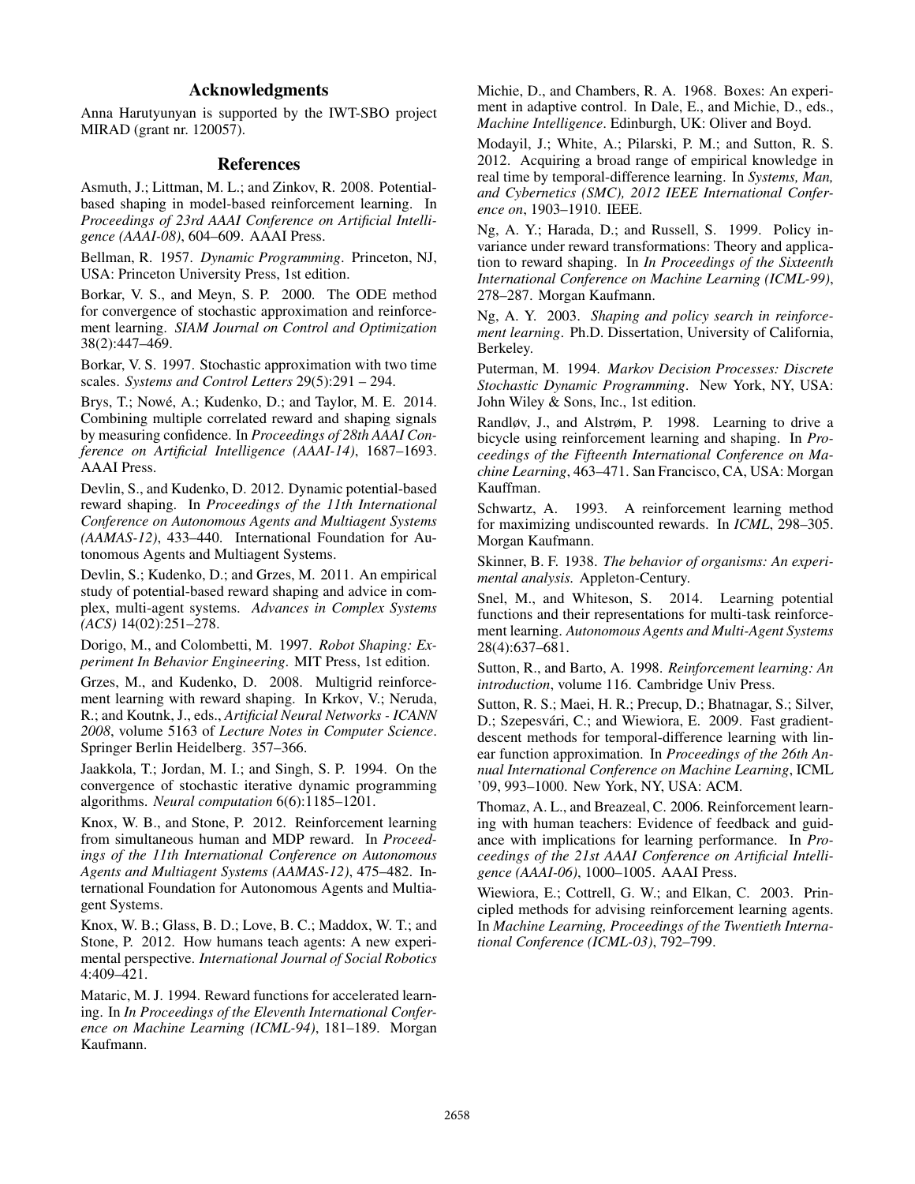## Acknowledgments

Anna Harutyunyan is supported by the IWT-SBO project MIRAD (grant nr. 120057).

## References

Asmuth, J.; Littman, M. L.; and Zinkov, R. 2008. Potential-based shaping in model-based reinforcement learning. In *Proceedings of 23rd AAAI Conference on Artificial Intelligence (AAAI-08)*, 604–609. AAAI Press.

Bellman, R. 1957. *Dynamic Programming*. Princeton, NJ, USA: Princeton University Press, 1st edition.

Borkar, V. S., and Meyn, S. P. 2000. The ODE method for convergence of stochastic approximation and reinforcement learning. *SIAM Journal on Control and Optimization* 38(2):447–469.

Borkar, V. S. 1997. Stochastic approximation with two time scales. *Systems and Control Letters* 29(5):291 – 294.

Brys, T.; Nowé, A.; Kudenko, D.; and Taylor, M. E. 2014. Combining multiple correlated reward and shaping signals by measuring confidence. In *Proceedings of 28th AAAI Conference on Artificial Intelligence (AAAI-14)*, 1687–1693. AAAI Press.

Devlin, S., and Kudenko, D. 2012. Dynamic potential-based reward shaping. In *Proceedings of the 11th International Conference on Autonomous Agents and Multiagent Systems (AAMAS-12)*, 433–440. International Foundation for Autonomous Agents and Multiagent Systems.

Devlin, S.; Kudenko, D.; and Grzes, M. 2011. An empirical study of potential-based reward shaping and advice in complex, multi-agent systems. *Advances in Complex Systems (ACS)* 14(02):251–278.

Dorigo, M., and Colombetti, M. 1997. *Robot Shaping: Experiment In Behavior Engineering*. MIT Press, 1st edition.

Grzes, M., and Kudenko, D. 2008. Multigrid reinforcement learning with reward shaping. In Krkov, V.; Neruda, R.; and Koutnk, J., eds., *Artificial Neural Networks - ICANN 2008*, volume 5163 of *Lecture Notes in Computer Science*. Springer Berlin Heidelberg. 357–366.

Jaakkola, T.; Jordan, M. I.; and Singh, S. P. 1994. On the convergence of stochastic iterative dynamic programming algorithms. *Neural computation* 6(6):1185–1201.

Knox, W. B., and Stone, P. 2012. Reinforcement learning from simultaneous human and MDP reward. In *Proceedings of the 11th International Conference on Autonomous Agents and Multiagent Systems (AAMAS-12)*, 475–482. International Foundation for Autonomous Agents and Multiagent Systems.

Knox, W. B.; Glass, B. D.; Love, B. C.; Maddox, W. T.; and Stone, P. 2012. How humans teach agents: A new experimental perspective. *International Journal of Social Robotics* 4:409–421.

Mataric, M. J. 1994. Reward functions for accelerated learning. In *In Proceedings of the Eleventh International Conference on Machine Learning (ICML-94)*, 181–189. Morgan Kaufmann.

Michie, D., and Chambers, R. A. 1968. Boxes: An experiment in adaptive control. In Dale, E., and Michie, D., eds., *Machine Intelligence*. Edinburgh, UK: Oliver and Boyd.

Modayil, J.; White, A.; Pilarski, P. M.; and Sutton, R. S. 2012. Acquiring a broad range of empirical knowledge in real time by temporal-difference learning. In *Systems, Man, and Cybernetics (SMC), 2012 IEEE International Conference on*, 1903–1910. IEEE.

Ng, A. Y.; Harada, D.; and Russell, S. 1999. Policy invariance under reward transformations: Theory and application to reward shaping. In *In Proceedings of the Sixteenth International Conference on Machine Learning (ICML-99)*, 278–287. Morgan Kaufmann.

Ng, A. Y. 2003. *Shaping and policy search in reinforcement learning*. Ph.D. Dissertation, University of California, Berkeley.

Puterman, M. 1994. *Markov Decision Processes: Discrete Stochastic Dynamic Programming*. New York, NY, USA: John Wiley & Sons, Inc., 1st edition.

Randløv, J., and Alstrøm, P. 1998. Learning to drive a bicycle using reinforcement learning and shaping. In *Proceedings of the Fifteenth International Conference on Machine Learning*, 463–471. San Francisco, CA, USA: Morgan Kauffman.

Schwartz, A. 1993. A reinforcement learning method for maximizing undiscounted rewards. In *ICML*, 298–305. Morgan Kaufmann.

Skinner, B. F. 1938. *The behavior of organisms: An experimental analysis*. Appleton-Century.

Snel, M., and Whiteson, S. 2014. Learning potential functions and their representations for multi-task reinforcement learning. *Autonomous Agents and Multi-Agent Systems* 28(4):637–681.

Sutton, R., and Barto, A. 1998. *Reinforcement learning: An introduction*, volume 116. Cambridge Univ Press.

Sutton, R. S.; Maei, H. R.; Precup, D.; Bhatnagar, S.; Silver, D.; Szepesvári, C.; and Wiewiora, E. 2009. Fast gradient-descent methods for temporal-difference learning with linear function approximation. In *Proceedings of the 26th Annual International Conference on Machine Learning*, ICML '09, 993–1000. New York, NY, USA: ACM.

Thomaz, A. L., and Breazeal, C. 2006. Reinforcement learning with human teachers: Evidence of feedback and guidance with implications for learning performance. In *Proceedings of the 21st AAAI Conference on Artificial Intelligence (AAAI-06)*, 1000–1005. AAAI Press.

Wiewiora, E.; Cottrell, G. W.; and Elkan, C. 2003. Principled methods for advising reinforcement learning agents. In *Machine Learning, Proceedings of the Twentieth International Conference (ICML-03)*, 792–799.